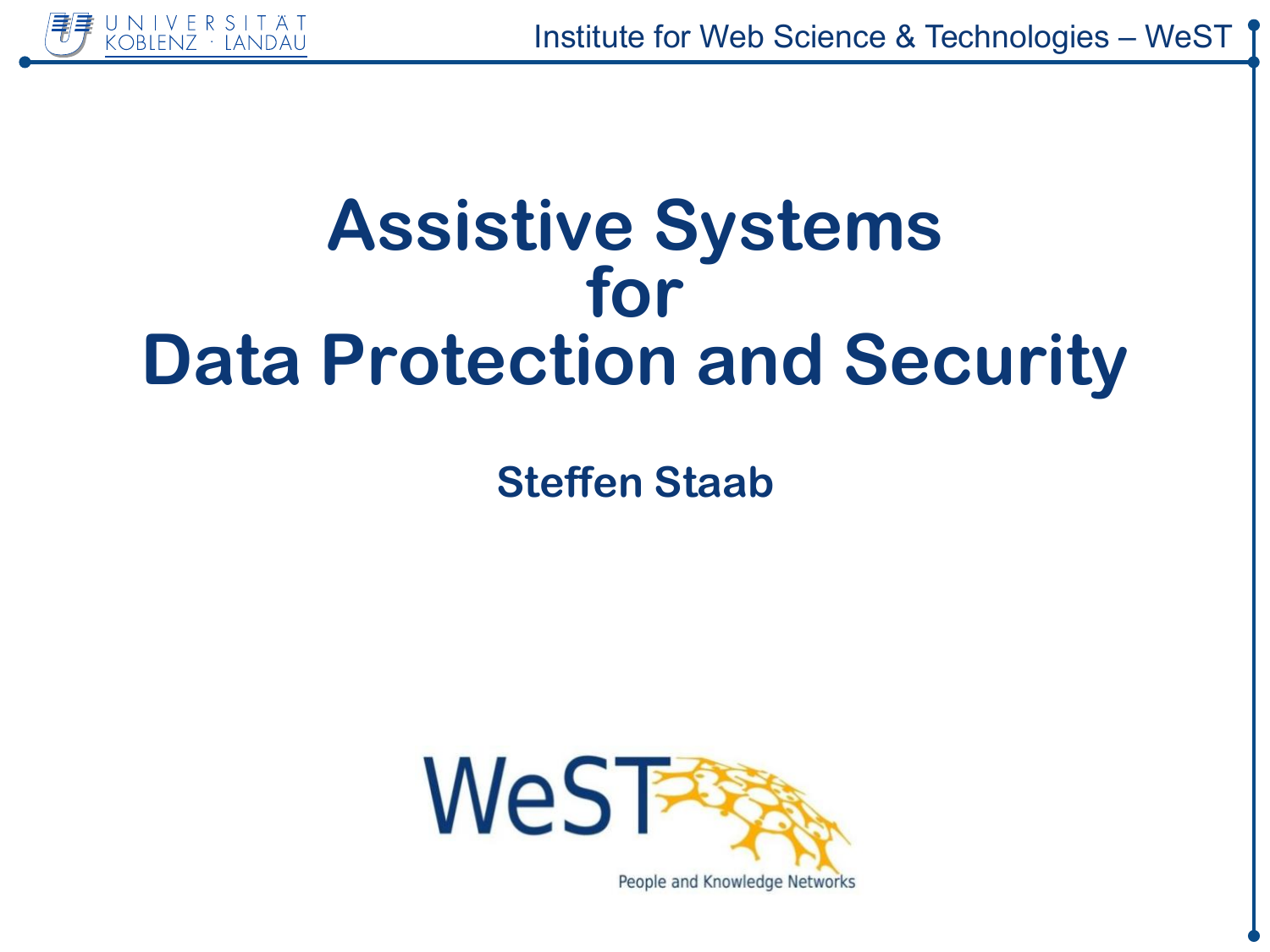# Assistive Systems for Data Protection and Security

**Steffen Staab**

WeST

People and Knowledge Networks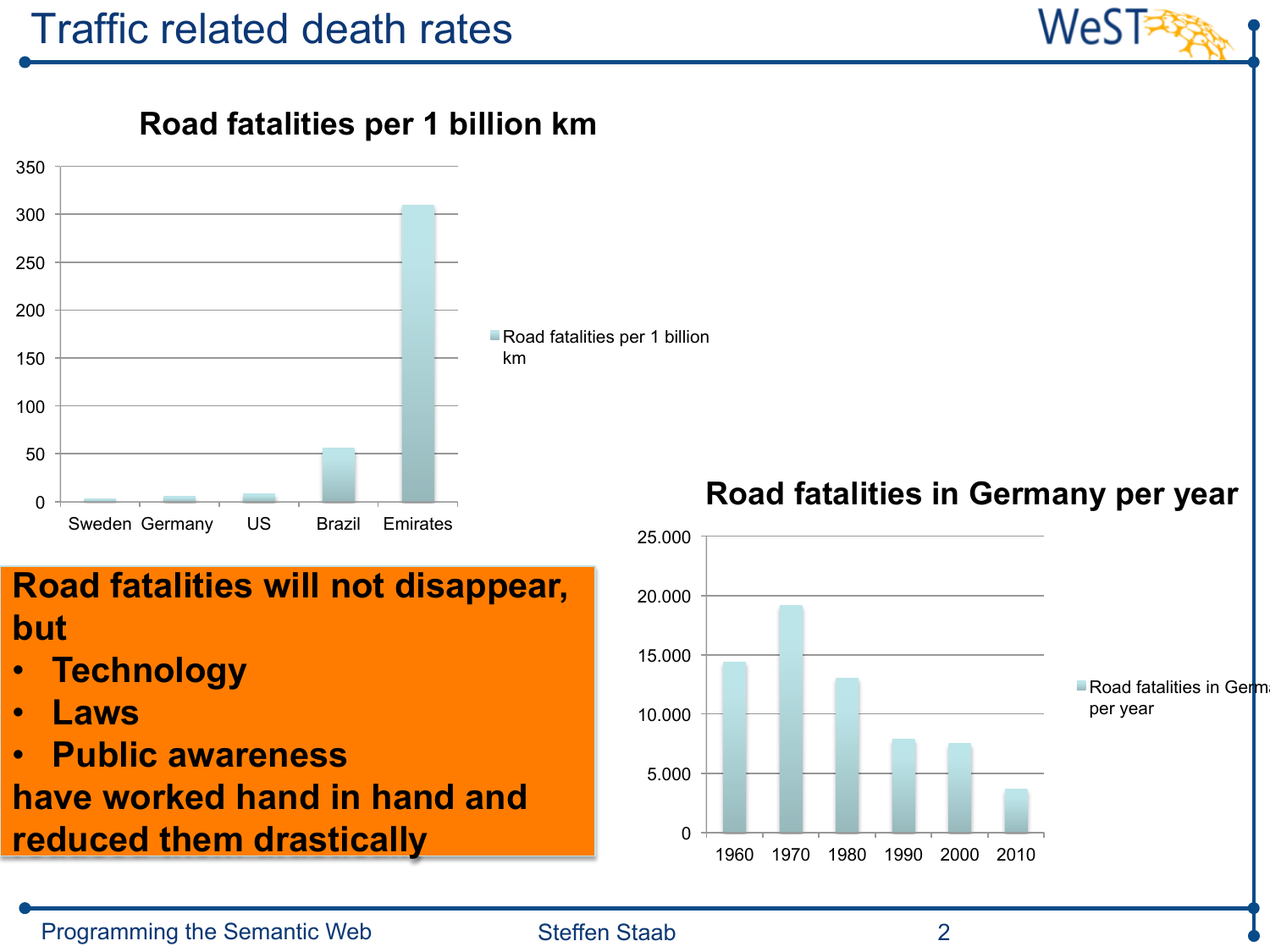# Traffic related death rates

**Road fatalities per 1 billion km**

Sweden, Germany, US, Brazil, Emirates

Road fatalities per 1 billion km

**Road fatalities in Germany per year**

1960, 1970, 1980, 1990, 2000, 2010

Road fatalities in Germany per year

**Road fatalities will not disappear, but**

- **Technology**
- **Laws**
- **Public awareness**

**have worked hand in hand and reduced them drastically**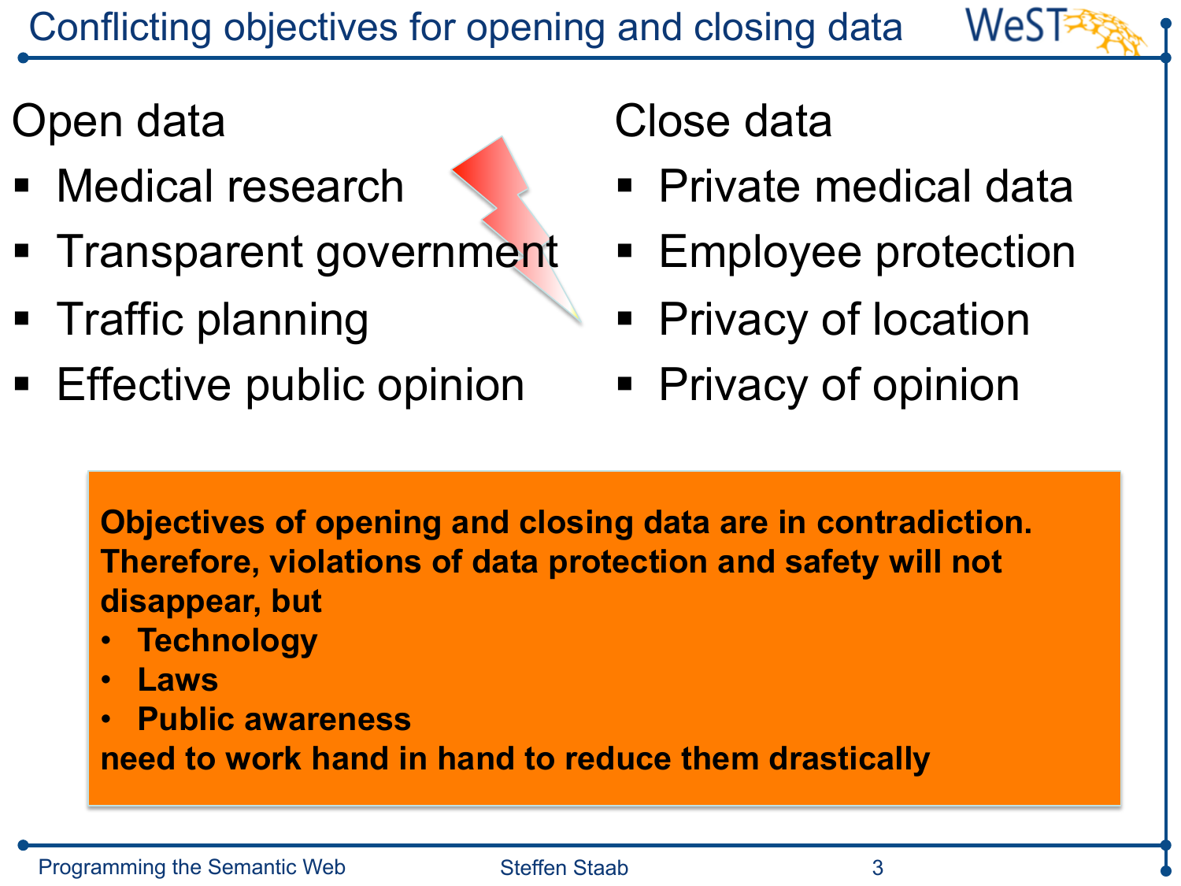# Conflicting objectives for opening and closing data

**Open data**

- Medical research
- Transparent government
- Traffic planning
- Effective public opinion

**Close data**

- Private medical data
- Employee protection
- Privacy of location
- Privacy of opinion

**Objectives of opening and closing data are in contradiction. Therefore, violations of data protection and safety will not disappear, but**

- **Technology**
- **Laws**
- **Public awareness**

**need to work hand in hand to reduce them drastically**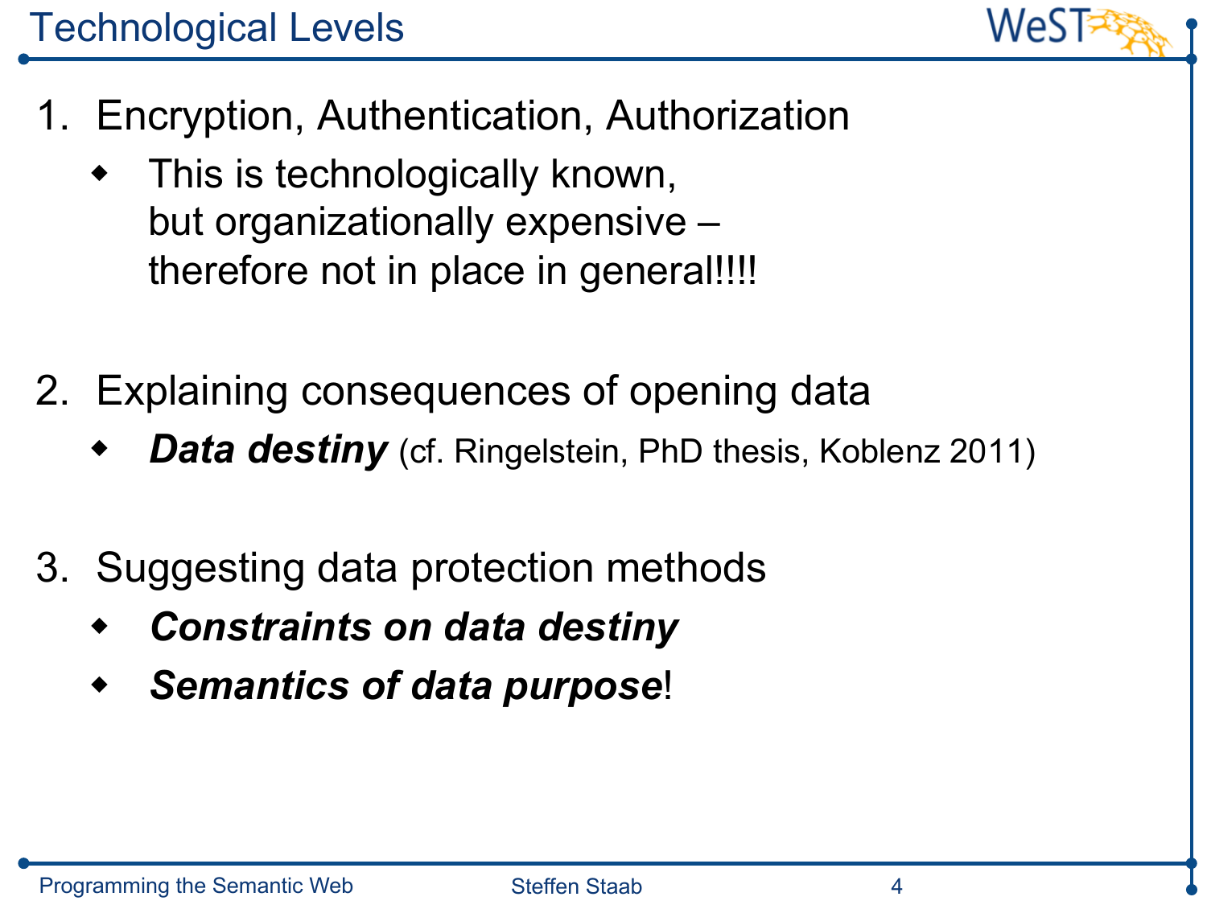# Technological Levels

1. Encryption, Authentication, Authorization
   - This is technologically known, but organizationally expensive – therefore not in place in general!!!!

2. Explaining consequences of opening data
   - ***Data destiny*** (cf. Ringelstein, PhD thesis, Koblenz 2011)

3. Suggesting data protection methods
   - ***Constraints on data destiny***
   - ***Semantics of data purpose***!